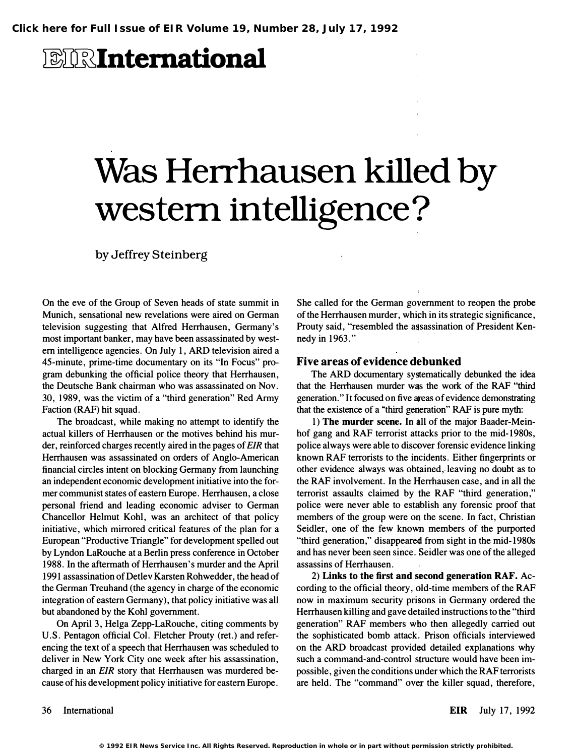# EIR International

# Was Herrhausen killed by western intelligence?

by Jeffrey Steinberg

On the eve of the Group of Seven heads of state summit in Munich, sensational new revelations were aired on German television suggesting that Alfred Herrhausen, Germany's most important banker, may have been assassinated by western intelligence agencies. On July 1, ARD television aired a 45-minute, prime-time documentary on its "In Focus" program debunking the official police theory that Herrhausen, the Deutsche Bank chairman who was assassinated on Nov. 30, 1989, was the victim of a "third generation" Red Army Faction (RAF) hit squad.

The broadcast, while making no attempt to identify the actual killers of Herrhausen or the motives behind his murder, reinforced charges recently aired in the pages of *EIR* that Herrhausen was assassinated on orders of Anglo-American financial circles intent on blocking Germany from launching an independent economic development initiative into the former communist states of eastern Europe. Herrhausen, a close personal friend and leading economic adviser to German Chancellor Helmut Kohl, was an architect of that policy initiative, which mirrored critical features of the plan for a European "Productive Triangle" for development spelled out by Lyndon LaRouche at a Berlin press conference in October 1988. In the aftermath of Herrhausen's murder and the April 1991 assassination of Detlev Karsten Rohwedder, the head of the German Treuhand (the agency in charge of the economic integration of eastern Germany), that policy initiative was all but abandoned by the Kohl government.

On April 3, Helga Zepp-LaRouche, citing comments by U.S. Pentagon official Col. Fletcher Prouty (ret.) and referencing the text of a speech that Herrhausen was scheduled to deliver in New York City one week after his assassination, charged in an *EIR* story that Herrhausen was murdered because of his development policy initiative for eastern Europe. She called for the German government to reopen the probe of the Herrhausen murder, which in its strategic significance, Prouty said, "resembled the assassination of President Kennedy in 1963."

## Five areas of evidence debunked

The ARD documentary systematically debunked the idea that the Herrhausen murder was the work of the RAF "third generation." It focused on five areas of evidence demonstrating that the existence of a "third generation" RAF is pure myth:

1) **The murder scene.** In all of the major Baader-Meinhof gang and RAF terrorist attacks prior to the mid-1980s, police always were able to discover forensic evidence linking known RAF terrorists to the incidents. Either fingerprints or other evidence always was obtained, leaving no doubt as to the RAF involvement. In the Herrhausen case, and in all the terrorist assaults claimed by the RAF "third generation," police were never able to establish any forensic proof that members of the group were on the scene. In fact, Christian Seidler, one of the few known members of the purported "third generation," disappeared from sight in the mid-1980s and has never been seen since. Seidler was one of the alleged assassins of Herrhausen.

2) **Links to the first and second generation RAF.** According to the official theory, old-time members of the RAF now in maximum security prisons in Germany ordered the Herrhausen killing and gave detailed instructions to the "third generation" RAF members who then allegedly carried out the sophisticated bomb attack. Prison officials interviewed on the ARD broadcast provided detailed explanations why such a command-and-control structure would have been impossible, given the conditions under which the RAF terrorists are held. The "command" over the killer squad, therefore,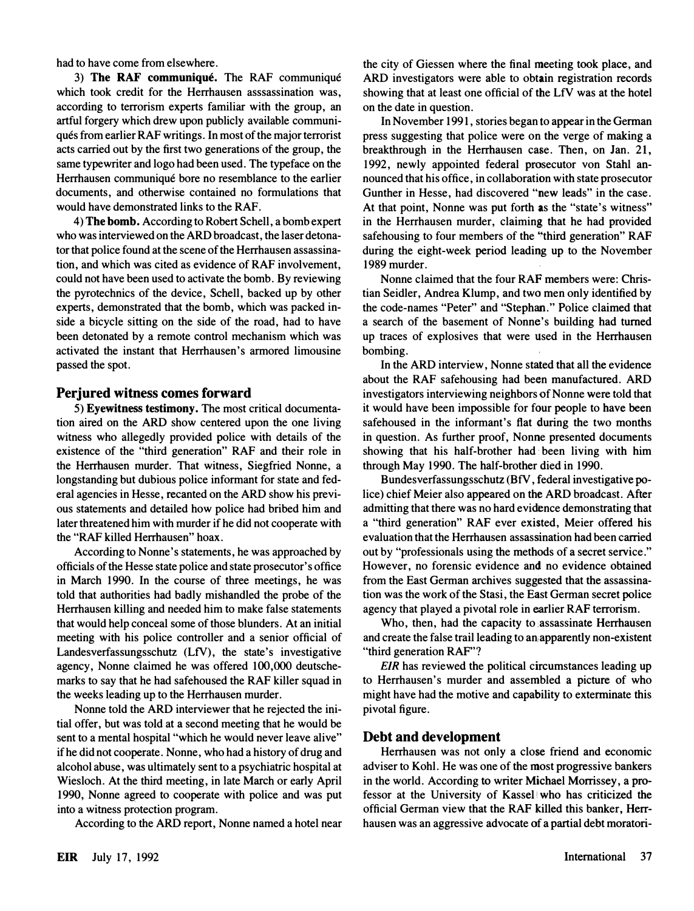had to have come from elsewhere.

3) **The RAF communiqué.** The RAF communiqué which took credit for the Herrhausen asssassination was, according to terrorism experts familiar with the group, an artful forgery which drew upon publicly available communiqués from earlier RAF writings. In most of the major terrorist acts carried out by the first two generations of the group, the same typewriter and logo had been used. The typeface on the Herrhausen communiqué bore no resemblance to the earlier documents, and otherwise contained no formulations that would have demonstrated links to the RAF.

4) **The bomb.** According to Robert Schell, a bomb expert who was interviewed on the ARD broadcast, the laser detonator that police found at the scene of the Herrhausen assassination, and which was cited as evidence of RAF involvement, could not have been used to activate the bomb. By reviewing the pyrotechnics of the device, Schell, backed up by other experts, demonstrated that the bomb, which was packed inside a bicycle sitting on the side of the road, had to have been detonated by a remote control mechanism which was activated the instant that Herrhausen's armored limousine passed the spot.

## Perjured witness comes forward

5) **Eyewitness testimony.** The most critical documentation aired on the ARD show centered upon the one living witness who allegedly provided police with details of the existence of the "third generation" RAF and their role in the Herrhausen murder. That witness, Siegfried Nonne, a longstanding but dubious police informant for state and federal agencies in Hesse, recanted on the ARD show his previous statements and detailed how police had bribed him and later threatened him with murder if he did not cooperate with the "RAF killed Herrhausen" hoax.

According to Nonne's statements, he was approached by officials of the Hesse state police and state prosecutor's office in March 1990. In the course of three meetings, he was told that authorities had badly mishandled the probe of the Herrhausen killing and needed him to make false statements that would help conceal some of those blunders. At an initial meeting with his police controller and a senior official of Landesverfassungsschutz (LfV), the state's investigative agency, Nonne claimed he was offered 100,000 deutschemarks to say that he had safehoused the RAF killer squad in the weeks leading up to the Herrhausen murder.

Nonne told the ARD interviewer that he rejected the initial offer, but was told at a second meeting that he would be sent to a mental hospital "which he would never leave alive" if he did not cooperate. Nonne, who had a history of drug and alcohol abuse, was ultimately sent to a psychiatric hospital at Wiesloch. At the third meeting, in late March or early April 1990, Nonne agreed to cooperate with police and was put into a witness protection program.

According to the ARD report, Nonne named a hotel near the city of Giessen where the final meeting took place, and ARD investigators were able to obtain registration records showing that at least one official of the LfV was at the hotel on the date in question.

In November 1991, stories began to appear in the German press suggesting that police were on the verge of making a breakthrough in the Herrhausen case. Then, on Jan. 21, 1992, newly appointed federal prosecutor von Stahl announced that his office, in collaboration with state prosecutor Gunther in Hesse, had discovered "new leads" in the case. At that point, Nonne was put forth as the "state's witness" in the Herrhausen murder, claiming that he had provided safehousing to four members of the "third generation" RAF during the eight-week period leading up to the November 1989 murder.

Nonne claimed that the four RAF members were: Christian Seidler, Andrea Klump, and two men only identified by the code-names "Peter" and "Stephan." Police claimed that a search of the basement of Nonne's building had turned up traces of explosives that were used in the Herrhausen bombing.

In the ARD interview, Nonne stated that all the evidence about the RAF safehousing had been manufactured. ARD investigators interviewing neighbors of Nonne were told that it would have been impossible for four people to have been safehoused in the informant's flat during the two months in question. As further proof, Nonne presented documents showing that his half-brother had been living with him through May 1990. The half-brother died in 1990.

Bundesverfassungsschutz (BfV, federal investigative police) chief Meier also appeared on the ARD broadcast. After admitting that there was no hard evidence demonstrating that a "third generation" RAF ever existed, Meier offered his evaluation that the Herrhausen assassination had been carried out by "professionals using the methods of a secret service." However, no forensic evidence and no evidence obtained from the East German archives suggested that the assassination was the work of the Stasi, the East German secret police agency that played a pivotal role in earlier RAF terrorism.

Who, then, had the capacity to assassinate Herrhausen and create the false trail leading to an apparently non-existent "third generation RAF"?

*EIR* has reviewed the political circumstances leading up to Herrhausen's murder and assembled a picture of who might have had the motive and capability to exterminate this pivotal figure.

## Debt and development

Herrhausen was not only a close friend and economic adviser to Kohl. He was one of the most progressive bankers in the world. According to writer Michael Morrissey, a professor at the University of Kassel who has criticized the official German view that the RAF killed this banker, Herrhausen was an aggressive advocate of a partial debt moratori-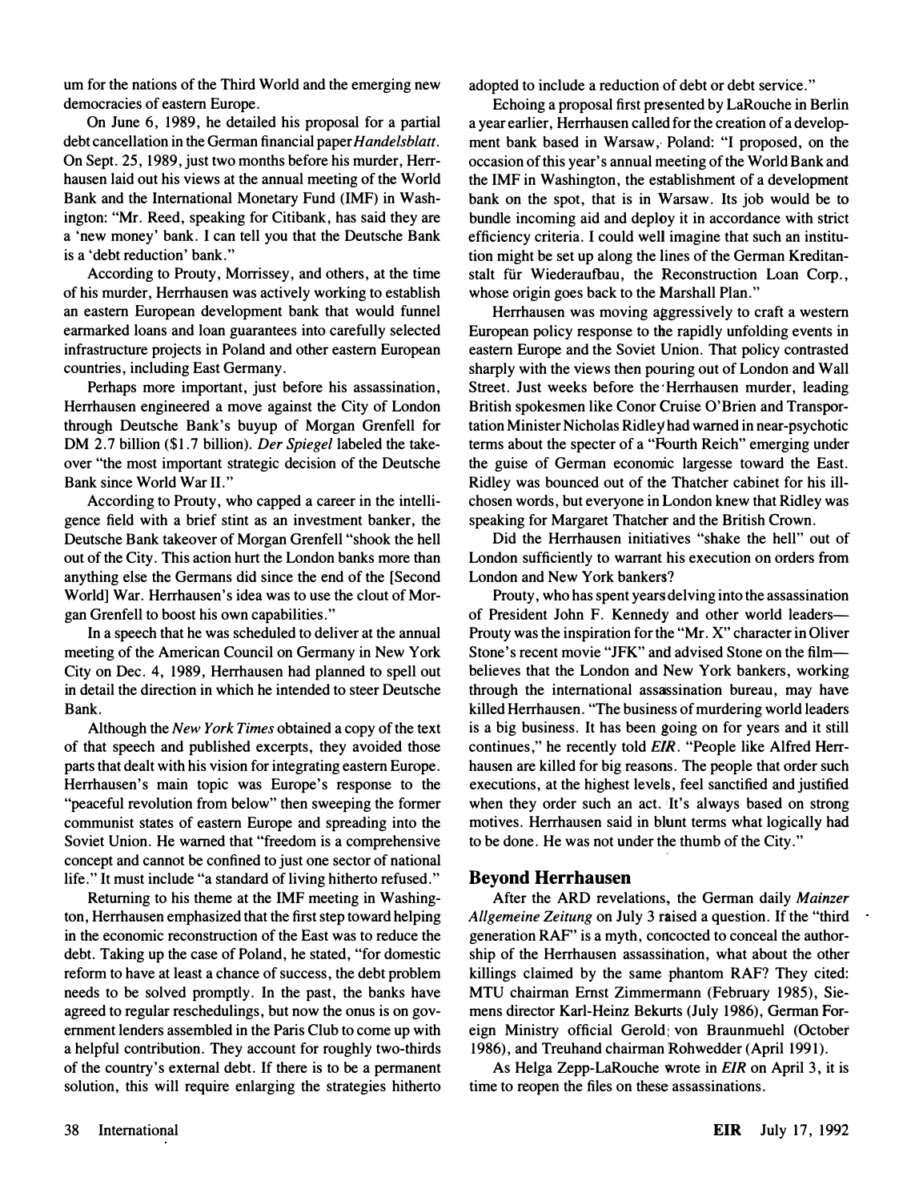um for the nations of the Third World and the emerging new democracies of eastern Europe.

On June 6, 1989, he detailed his proposal for a partial debt cancellation in the German financial paper *Handelsblatt*. On Sept. 25, 1989, just two months before his murder, Herrhausen laid out his views at the annual meeting of the World Bank and the International Monetary Fund (IMF) in Washington: "Mr. Reed, speaking for Citibank, has said they are a 'new money' bank. I can tell you that the Deutsche Bank is a 'debt reduction' bank."

According to Prouty, Morrissey, and others, at the time of his murder, Herrhausen was actively working to establish an eastern European development bank that would funnel earmarked loans and loan guarantees into carefully selected infrastructure projects in Poland and other eastern European countries, including East Germany.

Perhaps more important, just before his assassination, Herrhausen engineered a move against the City of London through Deutsche Bank's buyup of Morgan Grenfell for DM 2.7 billion ($1.7 billion). *Der Spiegel* labeled the takeover "the most important strategic decision of the Deutsche Bank since World War II."

According to Prouty, who capped a career in the intelligence field with a brief stint as an investment banker, the Deutsche Bank takeover of Morgan Grenfell "shook the hell out of the City. This action hurt the London banks more than anything else the Germans did since the end of the [Second World] War. Herrhausen's idea was to use the clout of Morgan Grenfell to boost his own capabilities."

In a speech that he was scheduled to deliver at the annual meeting of the American Council on Germany in New York City on Dec. 4, 1989, Herrhausen had planned to spell out in detail the direction in which he intended to steer Deutsche Bank.

Although the *New York Times* obtained a copy of the text of that speech and published excerpts, they avoided those parts that dealt with his vision for integrating eastern Europe. Herrhausen's main topic was Europe's response to the "peaceful revolution from below" then sweeping the former communist states of eastern Europe and spreading into the Soviet Union. He warned that "freedom is a comprehensive concept and cannot be confined to just one sector of national life." It must include "a standard of living hitherto refused."

Returning to his theme at the IMF meeting in Washington, Herrhausen emphasized that the first step toward helping in the economic reconstruction of the East was to reduce the debt. Taking up the case of Poland, he stated, "for domestic reform to have at least a chance of success, the debt problem needs to be solved promptly. In the past, the banks have agreed to regular reschedulings, but now the onus is on government lenders assembled in the Paris Club to come up with a helpful contribution. They account for roughly two-thirds of the country's external debt. If there is to be a permanent solution, this will require enlarging the strategies hitherto adopted to include a reduction of debt or debt service."

Echoing a proposal first presented by LaRouche in Berlin a year earlier, Herrhausen called for the creation of a development bank based in Warsaw, Poland: "I proposed, on the occasion of this year's annual meeting of the World Bank and the IMF in Washington, the establishment of a development bank on the spot, that is in Warsaw. Its job would be to bundle incoming aid and deploy it in accordance with strict efficiency criteria. I could well imagine that such an institution might be set up along the lines of the German Kreditanstalt für Wiederaufbau, the Reconstruction Loan Corp., whose origin goes back to the Marshall Plan."

Herrhausen was moving aggressively to craft a western European policy response to the rapidly unfolding events in eastern Europe and the Soviet Union. That policy contrasted sharply with the views then pouring out of London and Wall Street. Just weeks before the Herrhausen murder, leading British spokesmen like Conor Cruise O'Brien and Transportation Minister Nicholas Ridley had warned in near-psychotic terms about the specter of a "Fourth Reich" emerging under the guise of German economic largesse toward the East. Ridley was bounced out of the Thatcher cabinet for his ill-chosen words, but everyone in London knew that Ridley was speaking for Margaret Thatcher and the British Crown.

Did the Herrhausen initiatives "shake the hell" out of London sufficiently to warrant his execution on orders from London and New York bankers?

Prouty, who has spent years delving into the assassination of President John F. Kennedy and other world leaders—Prouty was the inspiration for the "Mr. X" character in Oliver Stone's recent movie "JFK" and advised Stone on the film—believes that the London and New York bankers, working through the international assassination bureau, may have killed Herrhausen. "The business of murdering world leaders is a big business. It has been going on for years and it still continues," he recently told *EIR*. "People like Alfred Herrhausen are killed for big reasons. The people that order such executions, at the highest levels, feel sanctified and justified when they order such an act. It's always based on strong motives. Herrhausen said in blunt terms what logically had to be done. He was not under the thumb of the City."

## Beyond Herrhausen

After the ARD revelations, the German daily *Mainzer Allgemeine Zeitung* on July 3 raised a question. If the "third generation RAF" is a myth, concocted to conceal the authorship of the Herrhausen assassination, what about the other killings claimed by the same phantom RAF? They cited: MTU chairman Ernst Zimmermann (February 1985), Siemens director Karl-Heinz Bekurts (July 1986), German Foreign Ministry official Gerold von Braunmuehl (October 1986), and Treuhand chairman Rohwedder (April 1991).

As Helga Zepp-LaRouche wrote in *EIR* on April 3, it is time to reopen the files on these assassinations.